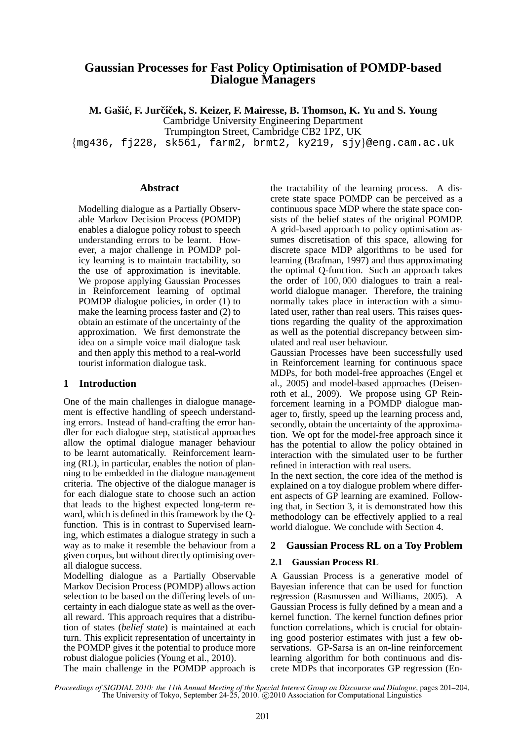# Gaussian Processes for Fast Policy Optimisation of POMDP-based Dialogue Managers

**M. Gašić, F. Jurčíček, S. Keizer, F. Mairesse, B. Thomson, K. Yu and S. Young**
Cambridge University Engineering Department
Trumpington Street, Cambridge CB2 1PZ, UK
{mg436, fj228, sk561, farm2, brmt2, ky219, sjy}@eng.cam.ac.uk

## Abstract

Modelling dialogue as a Partially Observable Markov Decision Process (POMDP) enables a dialogue policy robust to speech understanding errors to be learnt. However, a major challenge in POMDP policy learning is to maintain tractability, so the use of approximation is inevitable. We propose applying Gaussian Processes in Reinforcement learning of optimal POMDP dialogue policies, in order (1) to make the learning process faster and (2) to obtain an estimate of the uncertainty of the approximation. We first demonstrate the idea on a simple voice mail dialogue task and then apply this method to a real-world tourist information dialogue task.

## 1 Introduction

One of the main challenges in dialogue management is effective handling of speech understanding errors. Instead of hand-crafting the error handler for each dialogue step, statistical approaches allow the optimal dialogue manager behaviour to be learnt automatically. Reinforcement learning (RL), in particular, enables the notion of planning to be embedded in the dialogue management criteria. The objective of the dialogue manager is for each dialogue state to choose such an action that leads to the highest expected long-term reward, which is defined in this framework by the Q-function. This is in contrast to Supervised learning, which estimates a dialogue strategy in such a way as to make it resemble the behaviour from a given corpus, but without directly optimising overall dialogue success.

Modelling dialogue as a Partially Observable Markov Decision Process (POMDP) allows action selection to be based on the differing levels of uncertainty in each dialogue state as well as the overall reward. This approach requires that a distribution of states (*belief state*) is maintained at each turn. This explicit representation of uncertainty in the POMDP gives it the potential to produce more robust dialogue policies (Young et al., 2010).

The main challenge in the POMDP approach is the tractability of the learning process. A discrete state space POMDP can be perceived as a continuous space MDP where the state space consists of the belief states of the original POMDP. A grid-based approach to policy optimisation assumes discretisation of this space, allowing for discrete space MDP algorithms to be used for learning (Brafman, 1997) and thus approximating the optimal Q-function. Such an approach takes the order of $100,000$ dialogues to train a real-world dialogue manager. Therefore, the training normally takes place in interaction with a simulated user, rather than real users. This raises questions regarding the quality of the approximation as well as the potential discrepancy between simulated and real user behaviour.

Gaussian Processes have been successfully used in Reinforcement learning for continuous space MDPs, for both model-free approaches (Engel et al., 2005) and model-based approaches (Deisenroth et al., 2009). We propose using GP Reinforcement learning in a POMDP dialogue manager to, firstly, speed up the learning process and, secondly, obtain the uncertainty of the approximation. We opt for the model-free approach since it has the potential to allow the policy obtained in interaction with the simulated user to be further refined in interaction with real users.

In the next section, the core idea of the method is explained on a toy dialogue problem where different aspects of GP learning are examined. Following that, in Section 3, it is demonstrated how this methodology can be effectively applied to a real world dialogue. We conclude with Section 4.

## 2 Gaussian Process RL on a Toy Problem

### 2.1 Gaussian Process RL

A Gaussian Process is a generative model of Bayesian inference that can be used for function regression (Rasmussen and Williams, 2005). A Gaussian Process is fully defined by a mean and a kernel function. The kernel function defines prior function correlations, which is crucial for obtaining good posterior estimates with just a few observations. GP-Sarsa is an on-line reinforcement learning algorithm for both continuous and discrete MDPs that incorporates GP regression (En-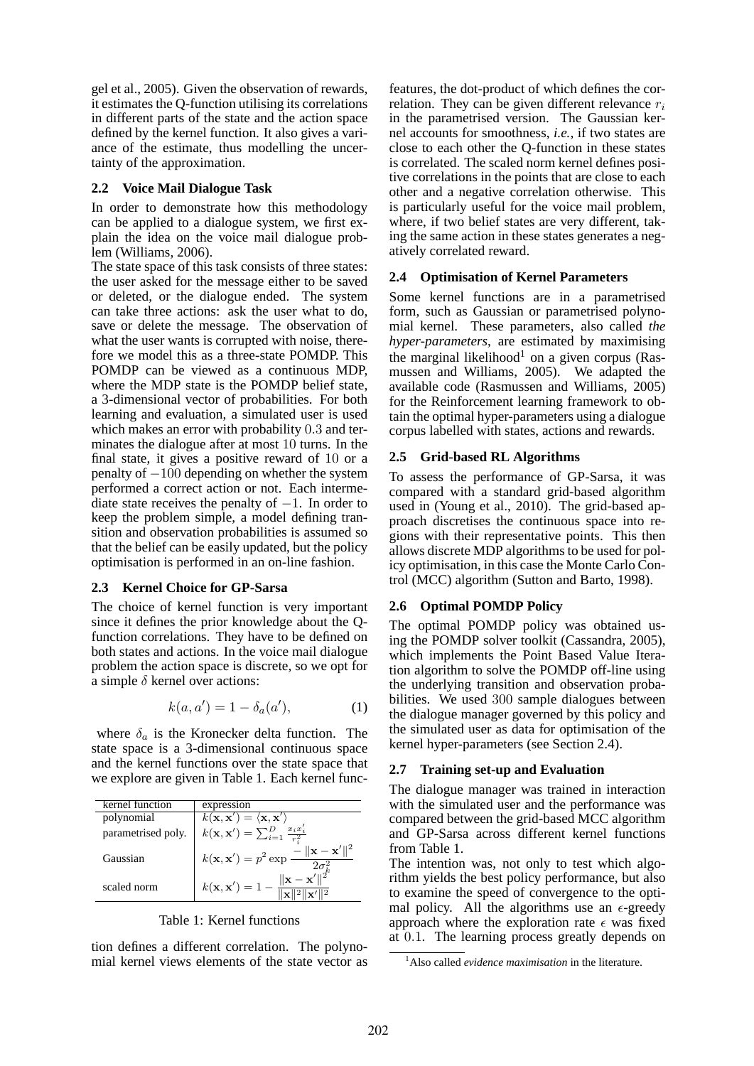gel et al., 2005). Given the observation of rewards, it estimates the Q-function utilising its correlations in different parts of the state and the action space defined by the kernel function. It also gives a variance of the estimate, thus modelling the uncertainty of the approximation.

### 2.2 Voice Mail Dialogue Task

In order to demonstrate how this methodology can be applied to a dialogue system, we first explain the idea on the voice mail dialogue problem (Williams, 2006).

The state space of this task consists of three states: the user asked for the message either to be saved or deleted, or the dialogue ended. The system can take three actions: ask the user what to do, save or delete the message. The observation of what the user wants is corrupted with noise, therefore we model this as a three-state POMDP. This POMDP can be viewed as a continuous MDP, where the MDP state is the POMDP belief state, a 3-dimensional vector of probabilities. For both learning and evaluation, a simulated user is used which makes an error with probability $0.3$ and terminates the dialogue after at most $10$ turns. In the final state, it gives a positive reward of $10$ or a penalty of $-100$ depending on whether the system performed a correct action or not. Each intermediate state receives the penalty of $-1$. In order to keep the problem simple, a model defining transition and observation probabilities is assumed so that the belief can be easily updated, but the policy optimisation is performed in an on-line fashion.

### 2.3 Kernel Choice for GP-Sarsa

The choice of kernel function is very important since it defines the prior knowledge about the Q-function correlations. They have to be defined on both states and actions. In the voice mail dialogue problem the action space is discrete, so we opt for a simple $\delta$ kernel over actions:

$$k(a, a') = 1 - \delta_a(a'), \tag{1}$$

where $\delta_a$ is the Kronecker delta function. The state space is a 3-dimensional continuous space and the kernel functions over the state space that we explore are given in Table 1. Each kernel function defines a different correlation. The polynomial kernel views elements of the state vector as features, the dot-product of which defines the correlation. They can be given different relevance $r_i$ in the parametrised version. The Gaussian kernel accounts for smoothness, *i.e.,* if two states are close to each other the Q-function in these states is correlated. The scaled norm kernel defines positive correlations in the points that are close to each other and a negative correlation otherwise. This is particularly useful for the voice mail problem, where, if two belief states are very different, taking the same action in these states generates a negatively correlated reward.

| kernel function | expression |
|---|---|
| polynomial | $k(\mathbf{x}, \mathbf{x}') = \langle \mathbf{x}, \mathbf{x}' \rangle$ |
| parametrised poly. | $k(\mathbf{x}, \mathbf{x}') = \sum_{i=1}^{D} \frac{x_i x_i'}{r_i^2}$ |
| Gaussian | $k(\mathbf{x}, \mathbf{x}') = p^2 \exp \frac{-\lVert \mathbf{x} - \mathbf{x}' \rVert^2}{2\sigma_k^2}$ |
| scaled norm | $k(\mathbf{x}, \mathbf{x}') = 1 - \frac{\lVert \mathbf{x} - \mathbf{x}' \rVert^2}{\lVert \mathbf{x} \rVert^2 \lVert \mathbf{x}' \rVert^2}$ |

Table 1: Kernel functions

### 2.4 Optimisation of Kernel Parameters

Some kernel functions are in a parametrised form, such as Gaussian or parametrised polynomial kernel. These parameters, also called *the hyper-parameters*, are estimated by maximising the marginal likelihood[1] on a given corpus (Rasmussen and Williams, 2005). We adapted the available code (Rasmussen and Williams, 2005) for the Reinforcement learning framework to obtain the optimal hyper-parameters using a dialogue corpus labelled with states, actions and rewards.

### 2.5 Grid-based RL Algorithms

To assess the performance of GP-Sarsa, it was compared with a standard grid-based algorithm used in (Young et al., 2010). The grid-based approach discretises the continuous space into regions with their representative points. This then allows discrete MDP algorithms to be used for policy optimisation, in this case the Monte Carlo Control (MCC) algorithm (Sutton and Barto, 1998).

### 2.6 Optimal POMDP Policy

The optimal POMDP policy was obtained using the POMDP solver toolkit (Cassandra, 2005), which implements the Point Based Value Iteration algorithm to solve the POMDP off-line using the underlying transition and observation probabilities. We used $300$ sample dialogues between the dialogue manager governed by this policy and the simulated user as data for optimisation of the kernel hyper-parameters (see Section 2.4).

### 2.7 Training set-up and Evaluation

The dialogue manager was trained in interaction with the simulated user and the performance was compared between the grid-based MCC algorithm and GP-Sarsa across different kernel functions from Table 1.

The intention was, not only to test which algorithm yields the best policy performance, but also to examine the speed of convergence to the optimal policy. All the algorithms use an $\epsilon$-greedy approach where the exploration rate $\epsilon$ was fixed at $0.1$. The learning process greatly depends on

[1] Also called *evidence maximisation* in the literature.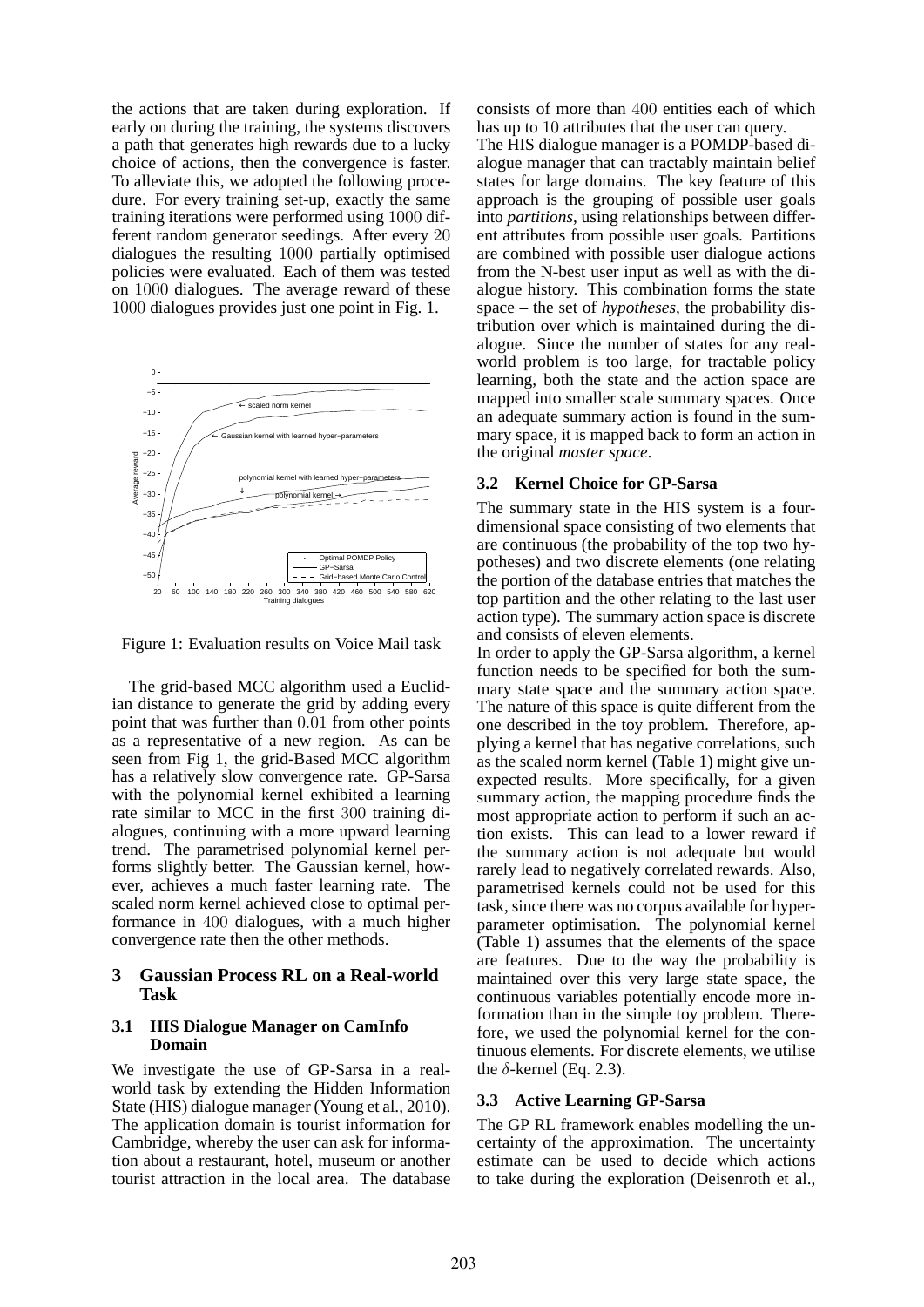the actions that are taken during exploration. If early on during the training, the systems discovers a path that generates high rewards due to a lucky choice of actions, then the convergence is faster. To alleviate this, we adopted the following procedure. For every training set-up, exactly the same training iterations were performed using 1000 different random generator seedings. After every 20 dialogues the resulting 1000 partially optimised policies were evaluated. Each of them was tested on 1000 dialogues. The average reward of these 1000 dialogues provides just one point in Fig. 1.

Figure 1: Evaluation results on Voice Mail task

The grid-based MCC algorithm used a Euclidian distance to generate the grid by adding every point that was further than 0.01 from other points as a representative of a new region. As can be seen from Fig 1, the grid-Based MCC algorithm has a relatively slow convergence rate. GP-Sarsa with the polynomial kernel exhibited a learning rate similar to MCC in the first 300 training dialogues, continuing with a more upward learning trend. The parametrised polynomial kernel performs slightly better. The Gaussian kernel, however, achieves a much faster learning rate. The scaled norm kernel achieved close to optimal performance in 400 dialogues, with a much higher convergence rate then the other methods.

# 3 Gaussian Process RL on a Real-world Task

## 3.1 HIS Dialogue Manager on CamInfo Domain

We investigate the use of GP-Sarsa in a real-world task by extending the Hidden Information State (HIS) dialogue manager (Young et al., 2010). The application domain is tourist information for Cambridge, whereby the user can ask for information about a restaurant, hotel, museum or another tourist attraction in the local area. The database consists of more than 400 entities each of which has up to 10 attributes that the user can query.

The HIS dialogue manager is a POMDP-based dialogue manager that can tractably maintain belief states for large domains. The key feature of this approach is the grouping of possible user goals into *partitions*, using relationships between different attributes from possible user goals. Partitions are combined with possible user dialogue actions from the N-best user input as well as with the dialogue history. This combination forms the state space – the set of *hypotheses*, the probability distribution over which is maintained during the dialogue. Since the number of states for any real-world problem is too large, for tractable policy learning, both the state and the action space are mapped into smaller scale summary spaces. Once an adequate summary action is found in the summary space, it is mapped back to form an action in the original *master space*.

## 3.2 Kernel Choice for GP-Sarsa

The summary state in the HIS system is a four-dimensional space consisting of two elements that are continuous (the probability of the top two hypotheses) and two discrete elements (one relating the portion of the database entries that matches the top partition and the other relating to the last user action type). The summary action space is discrete and consists of eleven elements.

In order to apply the GP-Sarsa algorithm, a kernel function needs to be specified for both the summary state space and the summary action space. The nature of this space is quite different from the one described in the toy problem. Therefore, applying a kernel that has negative correlations, such as the scaled norm kernel (Table 1) might give unexpected results. More specifically, for a given summary action, the mapping procedure finds the most appropriate action to perform if such an action exists. This can lead to a lower reward if the summary action is not adequate but would rarely lead to negatively correlated rewards. Also, parametrised kernels could not be used for this task, since there was no corpus available for hyper-parameter optimisation. The polynomial kernel (Table 1) assumes that the elements of the space are features. Due to the way the probability is maintained over this very large state space, the continuous variables potentially encode more information than in the simple toy problem. Therefore, we used the polynomial kernel for the continuous elements. For discrete elements, we utilise the $\delta$-kernel (Eq. 2.3).

## 3.3 Active Learning GP-Sarsa

The GP RL framework enables modelling the uncertainty of the approximation. The uncertainty estimate can be used to decide which actions to take during the exploration (Deisenroth et al.,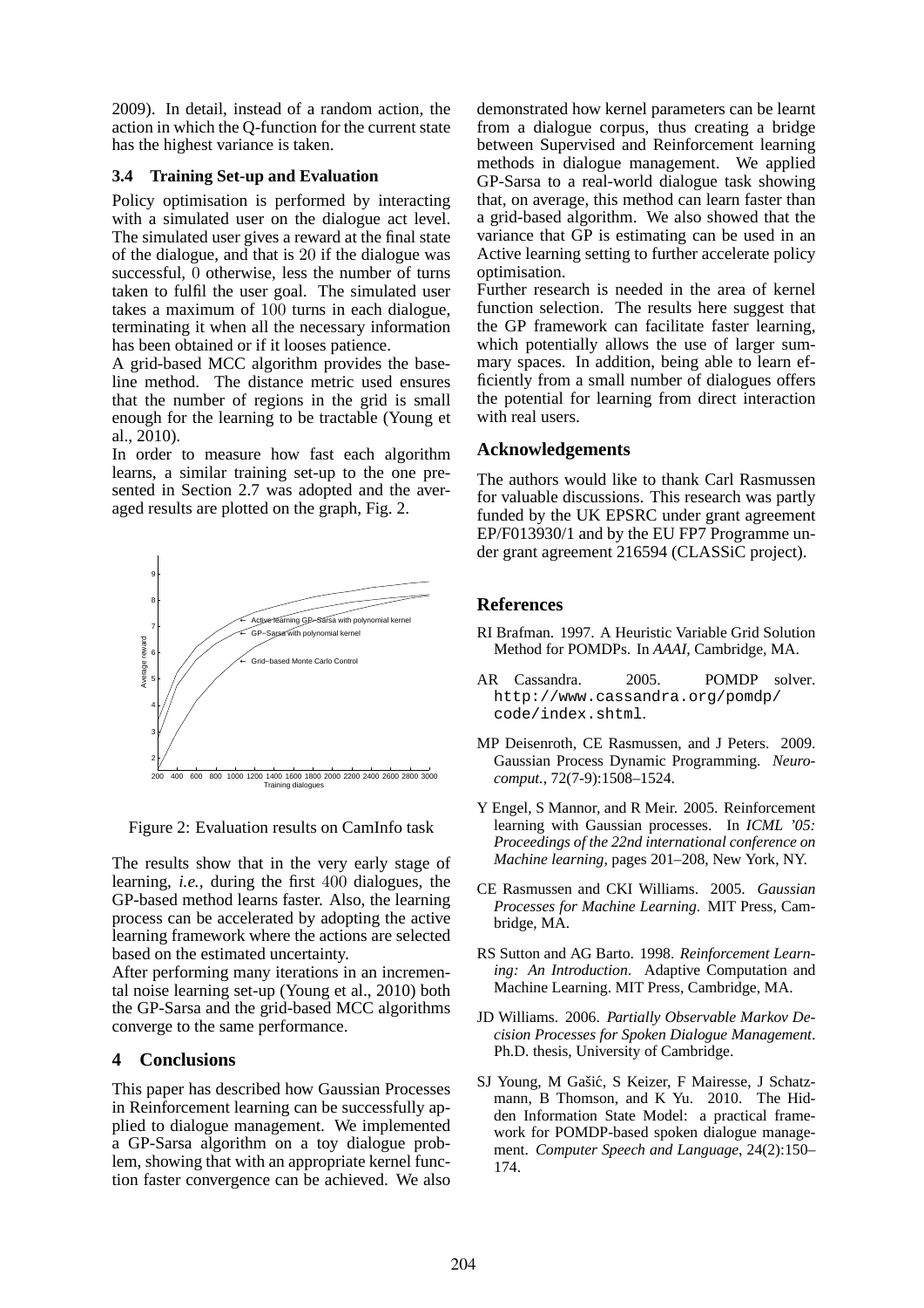2009). In detail, instead of a random action, the action in which the Q-function for the current state has the highest variance is taken.

### 3.4 Training Set-up and Evaluation

Policy optimisation is performed by interacting with a simulated user on the dialogue act level. The simulated user gives a reward at the final state of the dialogue, and that is 20 if the dialogue was successful, 0 otherwise, less the number of turns taken to fulfil the user goal. The simulated user takes a maximum of 100 turns in each dialogue, terminating it when all the necessary information has been obtained or if it looses patience.

A grid-based MCC algorithm provides the baseline method. The distance metric used ensures that the number of regions in the grid is small enough for the learning to be tractable (Young et al., 2010).

In order to measure how fast each algorithm learns, a similar training set-up to the one presented in Section 2.7 was adopted and the averaged results are plotted on the graph, Fig. 2.

Average reward

2 3 4 5 6 7 8 9

200 400 600 800 1000 1200 1400 1600 1800 2000 2200 2400 2600 2800 3000

Training dialogues

← Active learning GP–Sarsa with polynomial kernel

← GP–Sarsa with polynomial kernel

← Grid–based Monte Carlo Control

Figure 2: Evaluation results on CamInfo task

The results show that in the very early stage of learning, *i.e.*, during the first 400 dialogues, the GP-based method learns faster. Also, the learning process can be accelerated by adopting the active learning framework where the actions are selected based on the estimated uncertainty.

After performing many iterations in an incremental noise learning set-up (Young et al., 2010) both the GP-Sarsa and the grid-based MCC algorithms converge to the same performance.

## 4 Conclusions

This paper has described how Gaussian Processes in Reinforcement learning can be successfully applied to dialogue management. We implemented a GP-Sarsa algorithm on a toy dialogue problem, showing that with an appropriate kernel function faster convergence can be achieved. We also demonstrated how kernel parameters can be learnt from a dialogue corpus, thus creating a bridge between Supervised and Reinforcement learning methods in dialogue management. We applied GP-Sarsa to a real-world dialogue task showing that, on average, this method can learn faster than a grid-based algorithm. We also showed that the variance that GP is estimating can be used in an Active learning setting to further accelerate policy optimisation.

Further research is needed in the area of kernel function selection. The results here suggest that the GP framework can facilitate faster learning, which potentially allows the use of larger summary spaces. In addition, being able to learn efficiently from a small number of dialogues offers the potential for learning from direct interaction with real users.

## Acknowledgements

The authors would like to thank Carl Rasmussen for valuable discussions. This research was partly funded by the UK EPSRC under grant agreement EP/F013930/1 and by the EU FP7 Programme under grant agreement 216594 (CLASSiC project).

## References

RI Brafman. 1997. A Heuristic Variable Grid Solution Method for POMDPs. In *AAAI*, Cambridge, MA.

AR Cassandra. 2005. POMDP solver. `http://www.cassandra.org/pomdp/code/index.shtml`.

MP Deisenroth, CE Rasmussen, and J Peters. 2009. Gaussian Process Dynamic Programming. *Neurocomput.*, 72(7-9):1508–1524.

Y Engel, S Mannor, and R Meir. 2005. Reinforcement learning with Gaussian processes. In *ICML '05: Proceedings of the 22nd international conference on Machine learning*, pages 201–208, New York, NY.

CE Rasmussen and CKI Williams. 2005. *Gaussian Processes for Machine Learning*. MIT Press, Cambridge, MA.

RS Sutton and AG Barto. 1998. *Reinforcement Learning: An Introduction*. Adaptive Computation and Machine Learning. MIT Press, Cambridge, MA.

JD Williams. 2006. *Partially Observable Markov Decision Processes for Spoken Dialogue Management*. Ph.D. thesis, University of Cambridge.

SJ Young, M Gašić, S Keizer, F Mairesse, J Schatzmann, B Thomson, and K Yu. 2010. The Hidden Information State Model: a practical framework for POMDP-based spoken dialogue management. *Computer Speech and Language*, 24(2):150–174.